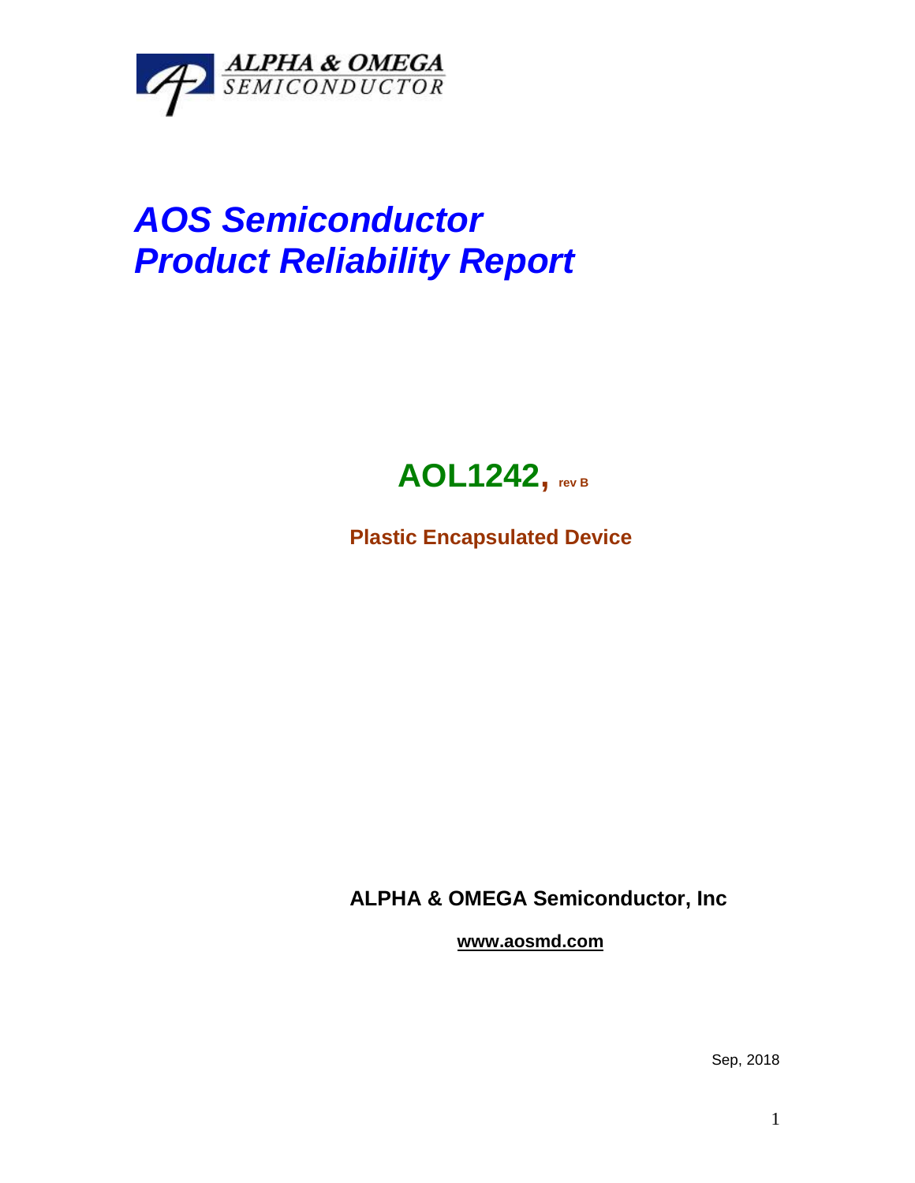ALPHA & OMEGA
SEMICONDUCTOR

# *AOS Semiconductor*
# *Product Reliability Report*

## AOL1242, rev B

**Plastic Encapsulated Device**

**ALPHA & OMEGA Semiconductor, Inc**

**www.aosmd.com**

Sep, 2018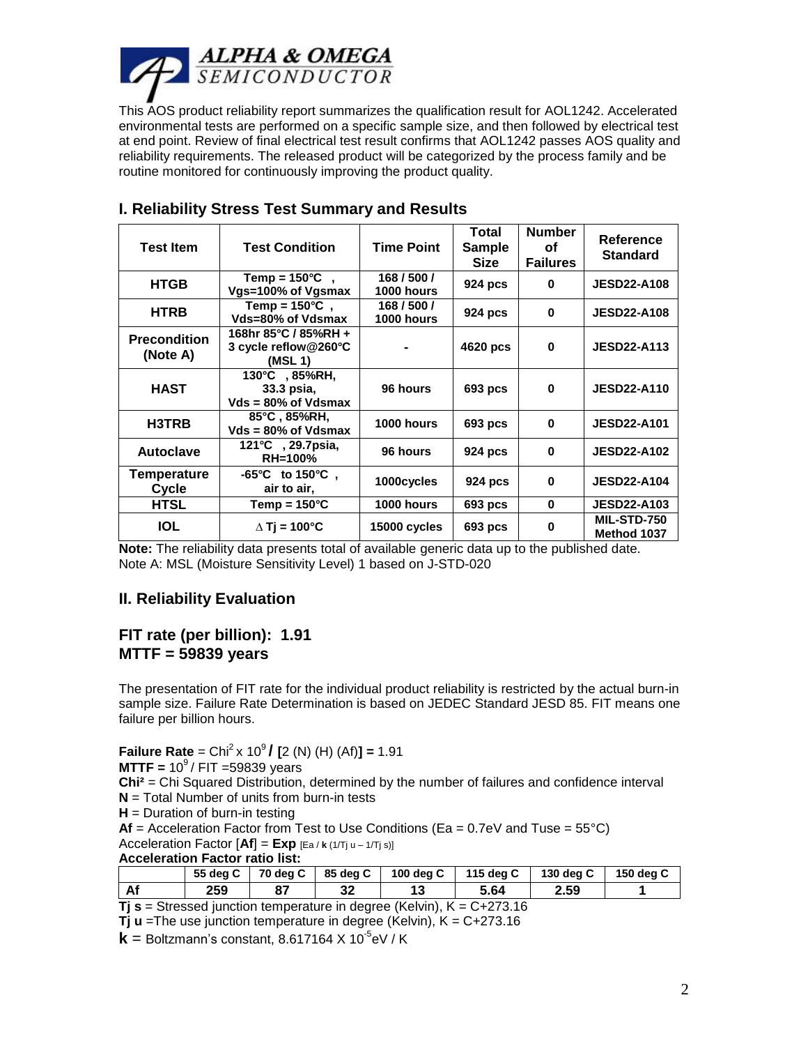This AOS product reliability report summarizes the qualification result for AOL1242. Accelerated environmental tests are performed on a specific sample size, and then followed by electrical test at end point. Review of final electrical test result confirms that AOL1242 passes AOS quality and reliability requirements. The released product will be categorized by the process family and be routine monitored for continuously improving the product quality.

## I. Reliability Stress Test Summary and Results

| Test Item | Test Condition | Time Point | Total Sample Size | Number of Failures | Reference Standard |
|---|---|---|---|---|---|
| HTGB | Temp = 150°C , Vgs=100% of Vgsmax | 168 / 500 / 1000 hours | 924 pcs | 0 | JESD22-A108 |
| HTRB | Temp = 150°C , Vds=80% of Vdsmax | 168 / 500 / 1000 hours | 924 pcs | 0 | JESD22-A108 |
| Precondition (Note A) | 168hr 85°C / 85%RH + 3 cycle reflow@260°C (MSL 1) | - | 4620 pcs | 0 | JESD22-A113 |
| HAST | 130°C , 85%RH, 33.3 psia, Vds = 80% of Vdsmax | 96 hours | 693 pcs | 0 | JESD22-A110 |
| H3TRB | 85°C , 85%RH, Vds = 80% of Vdsmax | 1000 hours | 693 pcs | 0 | JESD22-A101 |
| Autoclave | 121°C , 29.7psia, RH=100% | 96 hours | 924 pcs | 0 | JESD22-A102 |
| Temperature Cycle | -65°C to 150°C , air to air, | 1000cycles | 924 pcs | 0 | JESD22-A104 |
| HTSL | Temp = 150°C | 1000 hours | 693 pcs | 0 | JESD22-A103 |
| IOL | $\Delta$ Tj = 100°C | 15000 cycles | 693 pcs | 0 | MIL-STD-750 Method 1037 |

**Note:** The reliability data presents total of available generic data up to the published date.
Note A: MSL (Moisture Sensitivity Level) 1 based on J-STD-020

## II. Reliability Evaluation

### FIT rate (per billion): 1.91
### MTTF = 59839 years

The presentation of FIT rate for the individual product reliability is restricted by the actual burn-in sample size. Failure Rate Determination is based on JEDEC Standard JESD 85. FIT means one failure per billion hours.

**Failure Rate** = $Chi^2 \times 10^9$ **/ [**2 (N) (H) (Af)**] =** 1.91
**MTTF =** $10^9$ / FIT =59839 years
**Chi²** = Chi Squared Distribution, determined by the number of failures and confidence interval
**N** = Total Number of units from burn-in tests
**H** = Duration of burn-in testing
**Af** = Acceleration Factor from Test to Use Conditions (Ea = 0.7eV and Tuse = 55°C)
Acceleration Factor [**Af**] = **Exp** [Ea / **k** (1/Tj u – 1/Tj s)]
**Acceleration Factor ratio list:**

| | 55 deg C | 70 deg C | 85 deg C | 100 deg C | 115 deg C | 130 deg C | 150 deg C |
|---|---|---|---|---|---|---|---|
| Af | 259 | 87 | 32 | 13 | 5.64 | 2.59 | 1 |

**Tj s** = Stressed junction temperature in degree (Kelvin), K = C+273.16
**Tj u** =The use junction temperature in degree (Kelvin), K = C+273.16
**k** = Boltzmann's constant, 8.617164 X $10^{-5}$eV / K